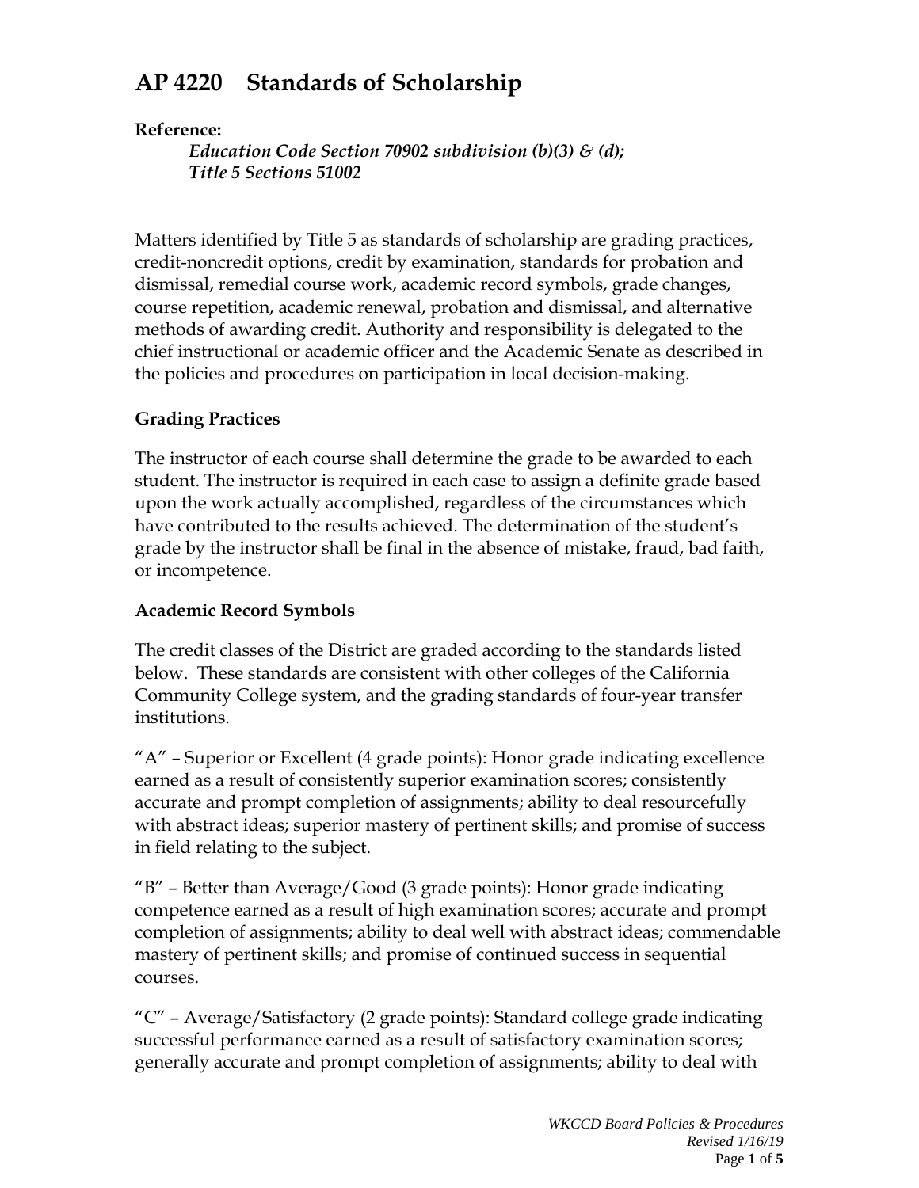# AP 4220 Standards of Scholarship

**Reference:**

*Education Code Section 70902 subdivision (b)(3) & (d);*
*Title 5 Sections 51002*

Matters identified by Title 5 as standards of scholarship are grading practices, credit-noncredit options, credit by examination, standards for probation and dismissal, remedial course work, academic record symbols, grade changes, course repetition, academic renewal, probation and dismissal, and alternative methods of awarding credit. Authority and responsibility is delegated to the chief instructional or academic officer and the Academic Senate as described in the policies and procedures on participation in local decision-making.

## Grading Practices

The instructor of each course shall determine the grade to be awarded to each student. The instructor is required in each case to assign a definite grade based upon the work actually accomplished, regardless of the circumstances which have contributed to the results achieved. The determination of the student's grade by the instructor shall be final in the absence of mistake, fraud, bad faith, or incompetence.

## Academic Record Symbols

The credit classes of the District are graded according to the standards listed below. These standards are consistent with other colleges of the California Community College system, and the grading standards of four-year transfer institutions.

"A" – Superior or Excellent (4 grade points): Honor grade indicating excellence earned as a result of consistently superior examination scores; consistently accurate and prompt completion of assignments; ability to deal resourcefully with abstract ideas; superior mastery of pertinent skills; and promise of success in field relating to the subject.

"B" – Better than Average/Good (3 grade points): Honor grade indicating competence earned as a result of high examination scores; accurate and prompt completion of assignments; ability to deal well with abstract ideas; commendable mastery of pertinent skills; and promise of continued success in sequential courses.

"C" – Average/Satisfactory (2 grade points): Standard college grade indicating successful performance earned as a result of satisfactory examination scores; generally accurate and prompt completion of assignments; ability to deal with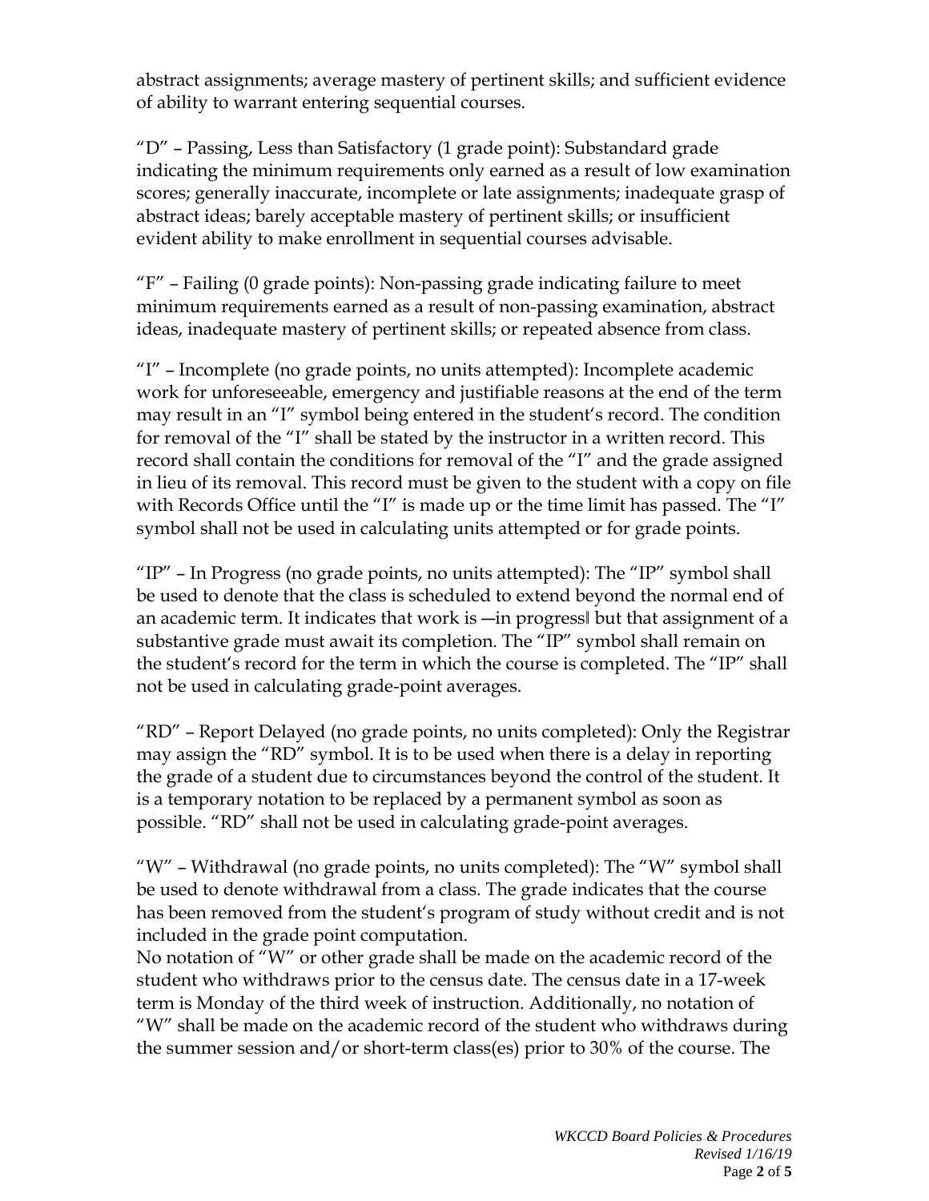abstract assignments; average mastery of pertinent skills; and sufficient evidence of ability to warrant entering sequential courses.

"D" – Passing, Less than Satisfactory (1 grade point): Substandard grade indicating the minimum requirements only earned as a result of low examination scores; generally inaccurate, incomplete or late assignments; inadequate grasp of abstract ideas; barely acceptable mastery of pertinent skills; or insufficient evident ability to make enrollment in sequential courses advisable.

"F" – Failing (0 grade points): Non-passing grade indicating failure to meet minimum requirements earned as a result of non-passing examination, abstract ideas, inadequate mastery of pertinent skills; or repeated absence from class.

"I" – Incomplete (no grade points, no units attempted): Incomplete academic work for unforeseeable, emergency and justifiable reasons at the end of the term may result in an "I" symbol being entered in the student's record. The condition for removal of the "I" shall be stated by the instructor in a written record. This record shall contain the conditions for removal of the "I" and the grade assigned in lieu of its removal. This record must be given to the student with a copy on file with Records Office until the "I" is made up or the time limit has passed. The "I" symbol shall not be used in calculating units attempted or for grade points.

"IP" – In Progress (no grade points, no units attempted): The "IP" symbol shall be used to denote that the class is scheduled to extend beyond the normal end of an academic term. It indicates that work is ―in progress‖ but that assignment of a substantive grade must await its completion. The "IP" symbol shall remain on the student's record for the term in which the course is completed. The "IP" shall not be used in calculating grade-point averages.

"RD" – Report Delayed (no grade points, no units completed): Only the Registrar may assign the "RD" symbol. It is to be used when there is a delay in reporting the grade of a student due to circumstances beyond the control of the student. It is a temporary notation to be replaced by a permanent symbol as soon as possible. "RD" shall not be used in calculating grade-point averages.

"W" – Withdrawal (no grade points, no units completed): The "W" symbol shall be used to denote withdrawal from a class. The grade indicates that the course has been removed from the student's program of study without credit and is not included in the grade point computation.
No notation of "W" or other grade shall be made on the academic record of the student who withdraws prior to the census date. The census date in a 17-week term is Monday of the third week of instruction. Additionally, no notation of "W" shall be made on the academic record of the student who withdraws during the summer session and/or short-term class(es) prior to 30% of the course. The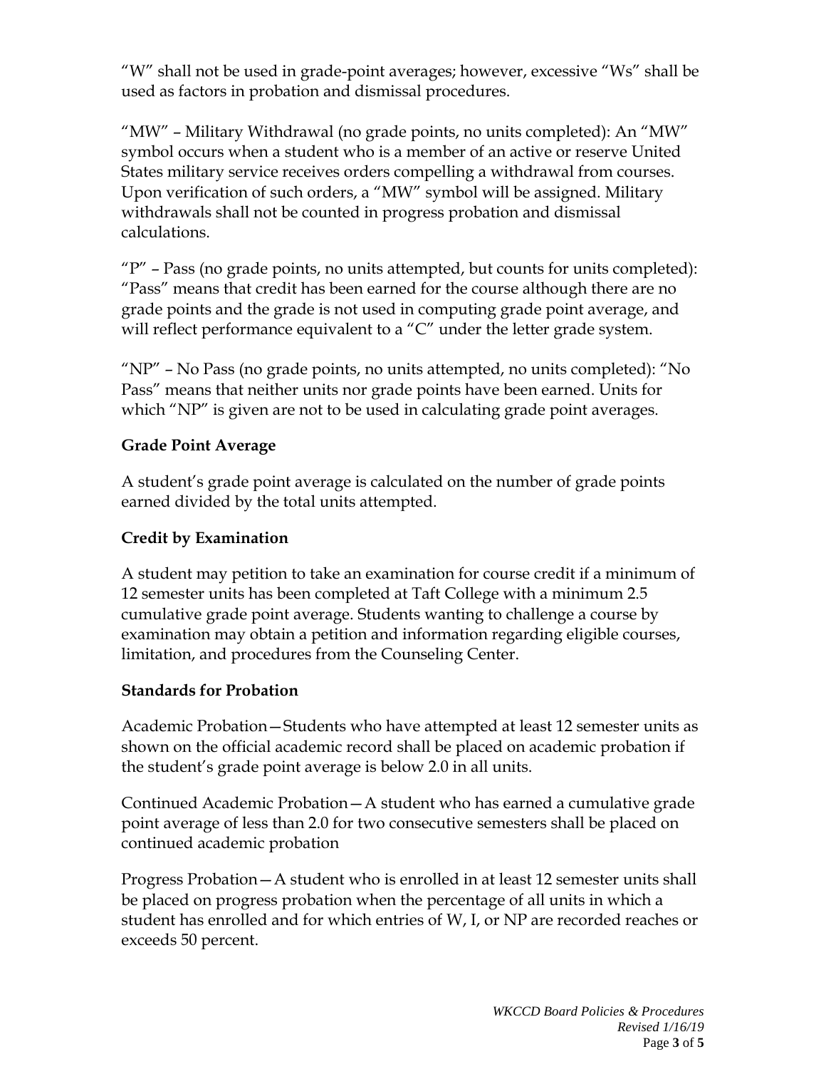"W" shall not be used in grade-point averages; however, excessive "Ws" shall be used as factors in probation and dismissal procedures.

"MW" – Military Withdrawal (no grade points, no units completed): An "MW" symbol occurs when a student who is a member of an active or reserve United States military service receives orders compelling a withdrawal from courses. Upon verification of such orders, a "MW" symbol will be assigned. Military withdrawals shall not be counted in progress probation and dismissal calculations.

"P" – Pass (no grade points, no units attempted, but counts for units completed): "Pass" means that credit has been earned for the course although there are no grade points and the grade is not used in computing grade point average, and will reflect performance equivalent to a "C" under the letter grade system.

"NP" – No Pass (no grade points, no units attempted, no units completed): "No Pass" means that neither units nor grade points have been earned. Units for which "NP" is given are not to be used in calculating grade point averages.

**Grade Point Average**

A student's grade point average is calculated on the number of grade points earned divided by the total units attempted.

**Credit by Examination**

A student may petition to take an examination for course credit if a minimum of 12 semester units has been completed at Taft College with a minimum 2.5 cumulative grade point average. Students wanting to challenge a course by examination may obtain a petition and information regarding eligible courses, limitation, and procedures from the Counseling Center.

**Standards for Probation**

Academic Probation—Students who have attempted at least 12 semester units as shown on the official academic record shall be placed on academic probation if the student's grade point average is below 2.0 in all units.

Continued Academic Probation—A student who has earned a cumulative grade point average of less than 2.0 for two consecutive semesters shall be placed on continued academic probation

Progress Probation—A student who is enrolled in at least 12 semester units shall be placed on progress probation when the percentage of all units in which a student has enrolled and for which entries of W, I, or NP are recorded reaches or exceeds 50 percent.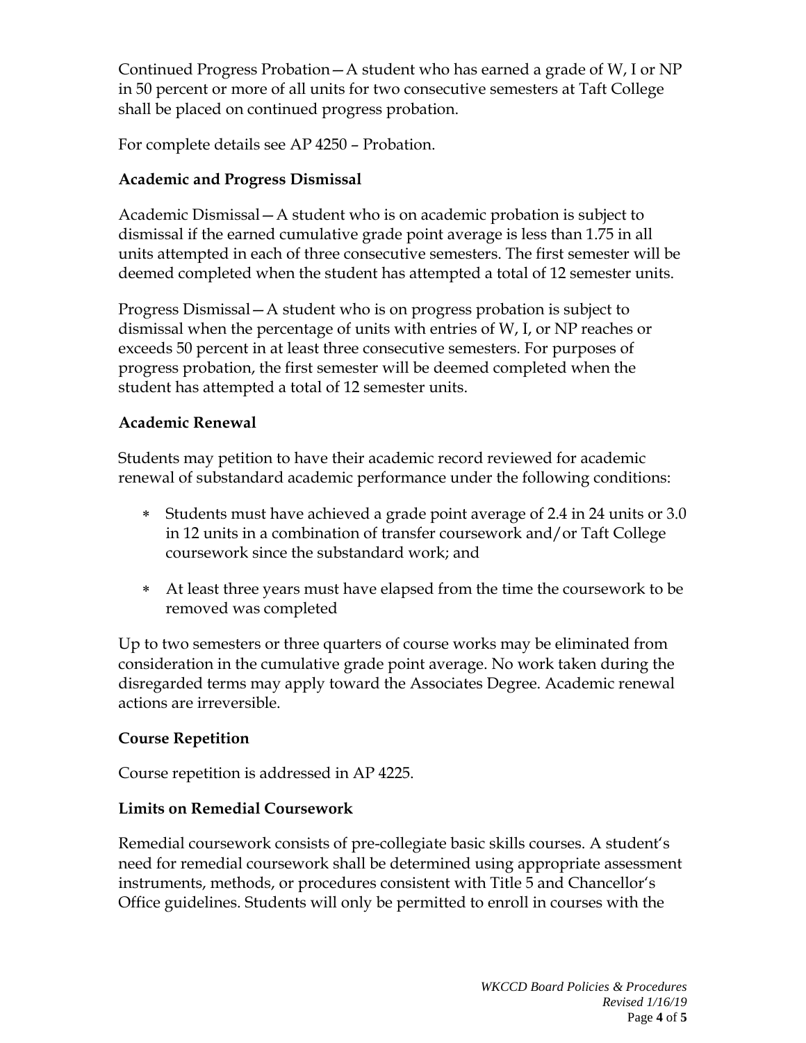Continued Progress Probation—A student who has earned a grade of W, I or NP in 50 percent or more of all units for two consecutive semesters at Taft College shall be placed on continued progress probation.

For complete details see AP 4250 – Probation.

### Academic and Progress Dismissal

Academic Dismissal—A student who is on academic probation is subject to dismissal if the earned cumulative grade point average is less than 1.75 in all units attempted in each of three consecutive semesters. The first semester will be deemed completed when the student has attempted a total of 12 semester units.

Progress Dismissal—A student who is on progress probation is subject to dismissal when the percentage of units with entries of W, I, or NP reaches or exceeds 50 percent in at least three consecutive semesters. For purposes of progress probation, the first semester will be deemed completed when the student has attempted a total of 12 semester units.

### Academic Renewal

Students may petition to have their academic record reviewed for academic renewal of substandard academic performance under the following conditions:

* Students must have achieved a grade point average of 2.4 in 24 units or 3.0 in 12 units in a combination of transfer coursework and/or Taft College coursework since the substandard work; and
* At least three years must have elapsed from the time the coursework to be removed was completed

Up to two semesters or three quarters of course works may be eliminated from consideration in the cumulative grade point average. No work taken during the disregarded terms may apply toward the Associates Degree. Academic renewal actions are irreversible.

### Course Repetition

Course repetition is addressed in AP 4225.

### Limits on Remedial Coursework

Remedial coursework consists of pre-collegiate basic skills courses. A student's need for remedial coursework shall be determined using appropriate assessment instruments, methods, or procedures consistent with Title 5 and Chancellor's Office guidelines. Students will only be permitted to enroll in courses with the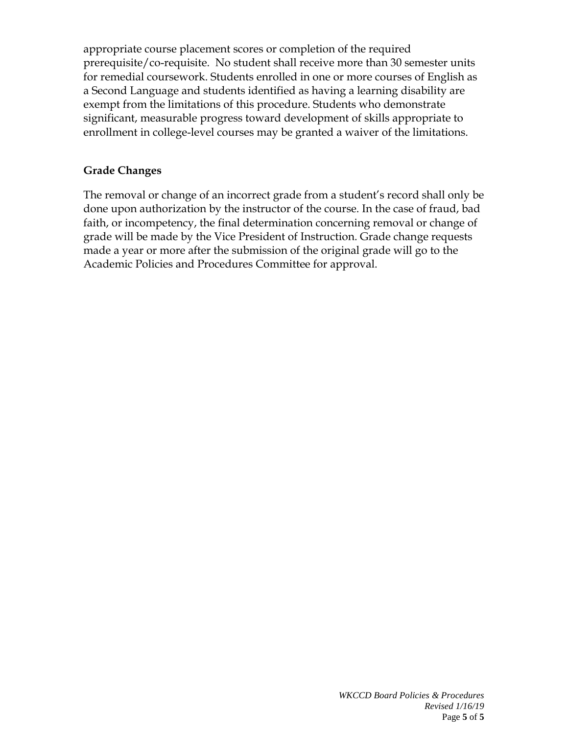appropriate course placement scores or completion of the required prerequisite/co-requisite. No student shall receive more than 30 semester units for remedial coursework. Students enrolled in one or more courses of English as a Second Language and students identified as having a learning disability are exempt from the limitations of this procedure. Students who demonstrate significant, measurable progress toward development of skills appropriate to enrollment in college-level courses may be granted a waiver of the limitations.

**Grade Changes**

The removal or change of an incorrect grade from a student's record shall only be done upon authorization by the instructor of the course. In the case of fraud, bad faith, or incompetency, the final determination concerning removal or change of grade will be made by the Vice President of Instruction. Grade change requests made a year or more after the submission of the original grade will go to the Academic Policies and Procedures Committee for approval.